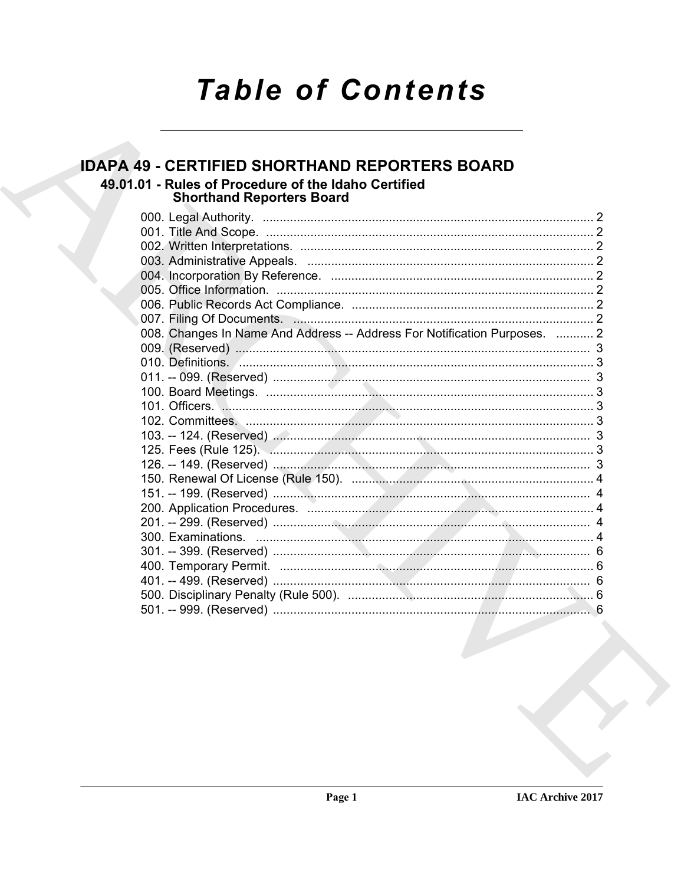# Table of Contents

## IDAPA 49 - CERTIFIED SHORTHAND REPORTERS BOARD

### 49.01.01 - Rules of Procedure of the Idaho Certified Shorthand Reporters Board

000. Legal Authority. ........ 2
001. Title And Scope. ........ 2
002. Written Interpretations. ........ 2
003. Administrative Appeals. ........ 2
004. Incorporation By Reference. ........ 2
005. Office Information. ........ 2
006. Public Records Act Compliance. ........ 2
007. Filing Of Documents. ........ 2
008. Changes In Name And Address -- Address For Notification Purposes. ........ 2
009. (Reserved) ........ 3
010. Definitions. ........ 3
011. -- 099. (Reserved) ........ 3
100. Board Meetings. ........ 3
101. Officers. ........ 3
102. Committees. ........ 3
103. -- 124. (Reserved) ........ 3
125. Fees (Rule 125). ........ 3
126. -- 149. (Reserved) ........ 3
150. Renewal Of License (Rule 150). ........ 4
151. -- 199. (Reserved) ........ 4
200. Application Procedures. ........ 4
201. -- 299. (Reserved) ........ 4
300. Examinations. ........ 4
301. -- 399. (Reserved) ........ 6
400. Temporary Permit. ........ 6
401. -- 499. (Reserved) ........ 6
500. Disciplinary Penalty (Rule 500). ........ 6
501. -- 999. (Reserved) ........ 6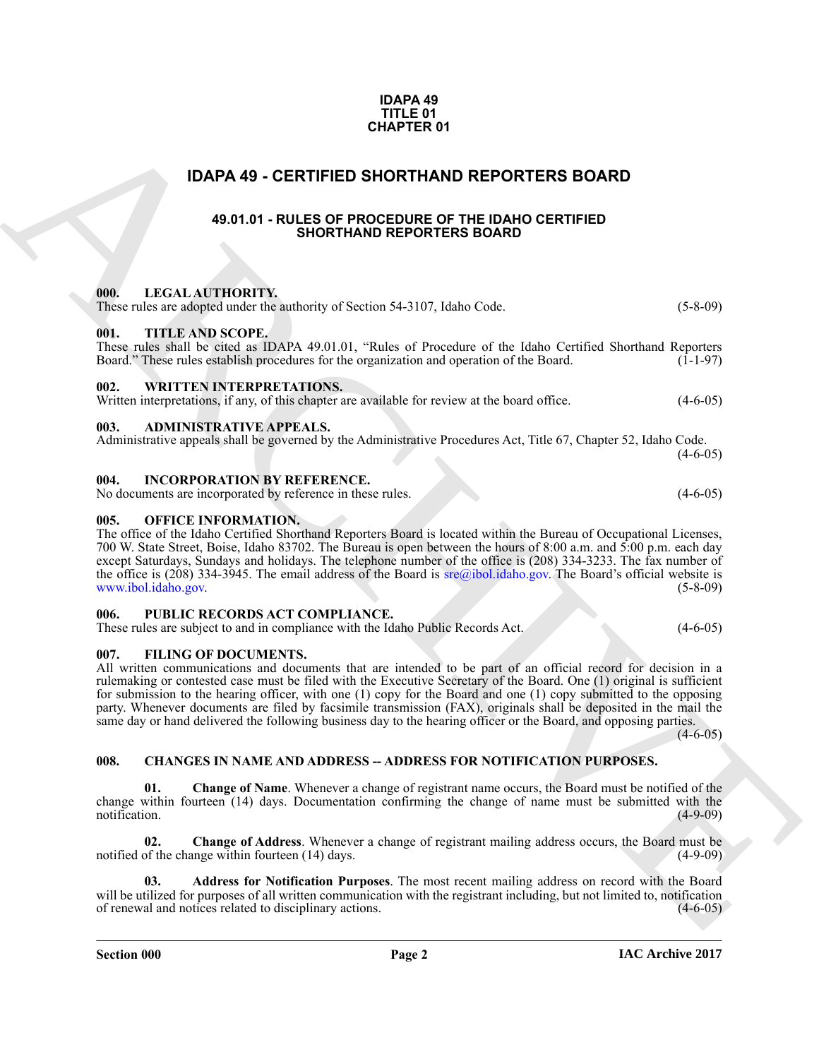**IDAPA 49**
**TITLE 01**
**CHAPTER 01**

# IDAPA 49 - CERTIFIED SHORTHAND REPORTERS BOARD

## 49.01.01 - RULES OF PROCEDURE OF THE IDAHO CERTIFIED SHORTHAND REPORTERS BOARD

**000. LEGAL AUTHORITY.**
These rules are adopted under the authority of Section 54-3107, Idaho Code. (5-8-09)

**001. TITLE AND SCOPE.**
These rules shall be cited as IDAPA 49.01.01, "Rules of Procedure of the Idaho Certified Shorthand Reporters Board." These rules establish procedures for the organization and operation of the Board. (1-1-97)

**002. WRITTEN INTERPRETATIONS.**
Written interpretations, if any, of this chapter are available for review at the board office. (4-6-05)

**003. ADMINISTRATIVE APPEALS.**
Administrative appeals shall be governed by the Administrative Procedures Act, Title 67, Chapter 52, Idaho Code. (4-6-05)

**004. INCORPORATION BY REFERENCE.**
No documents are incorporated by reference in these rules. (4-6-05)

**005. OFFICE INFORMATION.**
The office of the Idaho Certified Shorthand Reporters Board is located within the Bureau of Occupational Licenses, 700 W. State Street, Boise, Idaho 83702. The Bureau is open between the hours of 8:00 a.m. and 5:00 p.m. each day except Saturdays, Sundays and holidays. The telephone number of the office is (208) 334-3233. The fax number of the office is (208) 334-3945. The email address of the Board is sre@ibol.idaho.gov. The Board's official website is www.ibol.idaho.gov. (5-8-09)

**006. PUBLIC RECORDS ACT COMPLIANCE.**
These rules are subject to and in compliance with the Idaho Public Records Act. (4-6-05)

**007. FILING OF DOCUMENTS.**
All written communications and documents that are intended to be part of an official record for decision in a rulemaking or contested case must be filed with the Executive Secretary of the Board. One (1) original is sufficient for submission to the hearing officer, with one (1) copy for the Board and one (1) copy submitted to the opposing party. Whenever documents are filed by facsimile transmission (FAX), originals shall be deposited in the mail the same day or hand delivered the following business day to the hearing officer or the Board, and opposing parties. (4-6-05)

**008. CHANGES IN NAME AND ADDRESS -- ADDRESS FOR NOTIFICATION PURPOSES.**

**01. Change of Name**. Whenever a change of registrant name occurs, the Board must be notified of the change within fourteen (14) days. Documentation confirming the change of name must be submitted with the notification. (4-9-09)

**02. Change of Address**. Whenever a change of registrant mailing address occurs, the Board must be notified of the change within fourteen (14) days. (4-9-09)

**03. Address for Notification Purposes**. The most recent mailing address on record with the Board will be utilized for purposes of all written communication with the registrant including, but not limited to, notification of renewal and notices related to disciplinary actions. (4-6-05)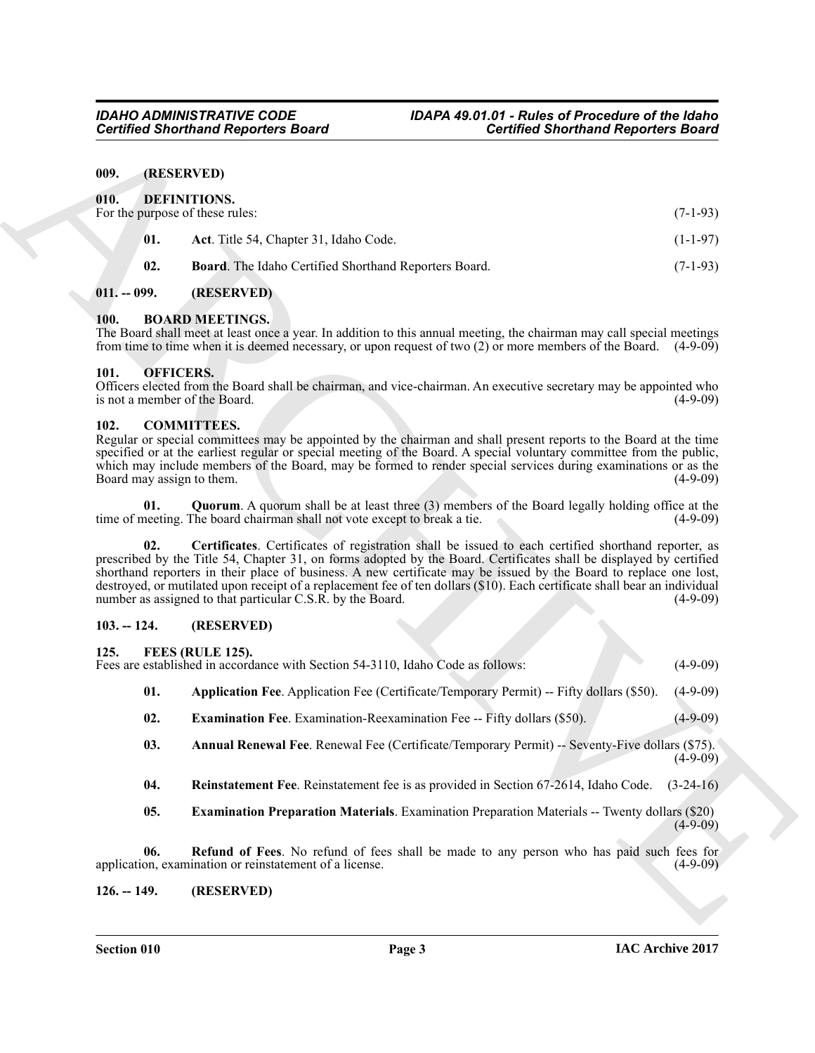## 009. (RESERVED)

## 010. DEFINITIONS.

For the purpose of these rules: (7-1-93)

**01.** **Act**. Title 54, Chapter 31, Idaho Code. (1-1-97)

**02.** **Board**. The Idaho Certified Shorthand Reporters Board. (7-1-93)

## 011. -- 099. (RESERVED)

## 100. BOARD MEETINGS.

The Board shall meet at least once a year. In addition to this annual meeting, the chairman may call special meetings from time to time when it is deemed necessary, or upon request of two (2) or more members of the Board. (4-9-09)

## 101. OFFICERS.

Officers elected from the Board shall be chairman, and vice-chairman. An executive secretary may be appointed who is not a member of the Board. (4-9-09)

## 102. COMMITTEES.

Regular or special committees may be appointed by the chairman and shall present reports to the Board at the time specified or at the earliest regular or special meeting of the Board. A special voluntary committee from the public, which may include members of the Board, may be formed to render special services during examinations or as the Board may assign to them. (4-9-09)

**01.** **Quorum**. A quorum shall be at least three (3) members of the Board legally holding office at the time of meeting. The board chairman shall not vote except to break a tie. (4-9-09)

**02.** **Certificates**. Certificates of registration shall be issued to each certified shorthand reporter, as prescribed by the Title 54, Chapter 31, on forms adopted by the Board. Certificates shall be displayed by certified shorthand reporters in their place of business. A new certificate may be issued by the Board to replace one lost, destroyed, or mutilated upon receipt of a replacement fee of ten dollars ($10). Each certificate shall bear an individual number as assigned to that particular C.S.R. by the Board. (4-9-09)

## 103. -- 124. (RESERVED)

## 125. FEES (RULE 125).

Fees are established in accordance with Section 54-3110, Idaho Code as follows: (4-9-09)

**01.** **Application Fee**. Application Fee (Certificate/Temporary Permit) -- Fifty dollars ($50). (4-9-09)

**02.** **Examination Fee**. Examination-Reexamination Fee -- Fifty dollars ($50). (4-9-09)

**03.** **Annual Renewal Fee**. Renewal Fee (Certificate/Temporary Permit) -- Seventy-Five dollars ($75). (4-9-09)

**04.** **Reinstatement Fee**. Reinstatement fee is as provided in Section 67-2614, Idaho Code. (3-24-16)

**05.** **Examination Preparation Materials**. Examination Preparation Materials -- Twenty dollars ($20) (4-9-09)

**06.** **Refund of Fees**. No refund of fees shall be made to any person who has paid such fees for application, examination or reinstatement of a license. (4-9-09)

## 126. -- 149. (RESERVED)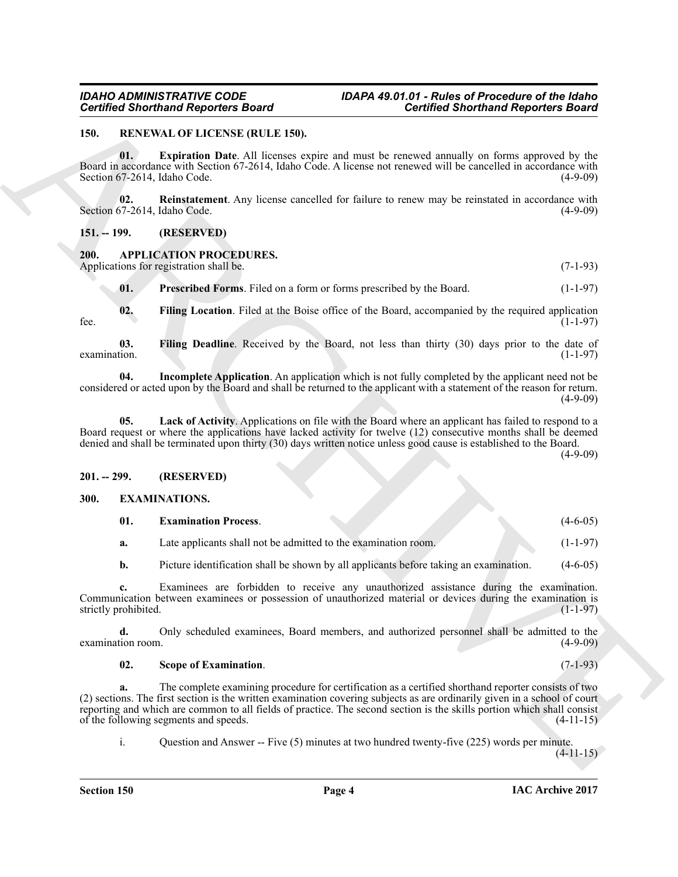## 150. RENEWAL OF LICENSE (RULE 150).

**01. Expiration Date**. All licenses expire and must be renewed annually on forms approved by the Board in accordance with Section 67-2614, Idaho Code. A license not renewed will be cancelled in accordance with Section 67-2614, Idaho Code. (4-9-09)

**02. Reinstatement**. Any license cancelled for failure to renew may be reinstated in accordance with Section 67-2614, Idaho Code. (4-9-09)

## 151. -- 199. (RESERVED)

## 200. APPLICATION PROCEDURES.

Applications for registration shall be. (7-1-93)

**01. Prescribed Forms**. Filed on a form or forms prescribed by the Board. (1-1-97)

**02. Filing Location**. Filed at the Boise office of the Board, accompanied by the required application fee. (1-1-97)

**03. Filing Deadline**. Received by the Board, not less than thirty (30) days prior to the date of examination. (1-1-97)

**04. Incomplete Application**. An application which is not fully completed by the applicant need not be considered or acted upon by the Board and shall be returned to the applicant with a statement of the reason for return. (4-9-09)

**05. Lack of Activity**. Applications on file with the Board where an applicant has failed to respond to a Board request or where the applications have lacked activity for twelve (12) consecutive months shall be deemed denied and shall be terminated upon thirty (30) days written notice unless good cause is established to the Board. (4-9-09)

## 201. -- 299. (RESERVED)

## 300. EXAMINATIONS.

**01. Examination Process**. (4-6-05)

**a.** Late applicants shall not be admitted to the examination room. (1-1-97)

**b.** Picture identification shall be shown by all applicants before taking an examination. (4-6-05)

**c.** Examinees are forbidden to receive any unauthorized assistance during the examination. Communication between examinees or possession of unauthorized material or devices during the examination is strictly prohibited. (1-1-97)

**d.** Only scheduled examinees, Board members, and authorized personnel shall be admitted to the examination room. (4-9-09)

**02. Scope of Examination**. (7-1-93)

**a.** The complete examining procedure for certification as a certified shorthand reporter consists of two (2) sections. The first section is the written examination covering subjects as are ordinarily given in a school of court reporting and which are common to all fields of practice. The second section is the skills portion which shall consist of the following segments and speeds. (4-11-15)

i. Question and Answer -- Five (5) minutes at two hundred twenty-five (225) words per minute. (4-11-15)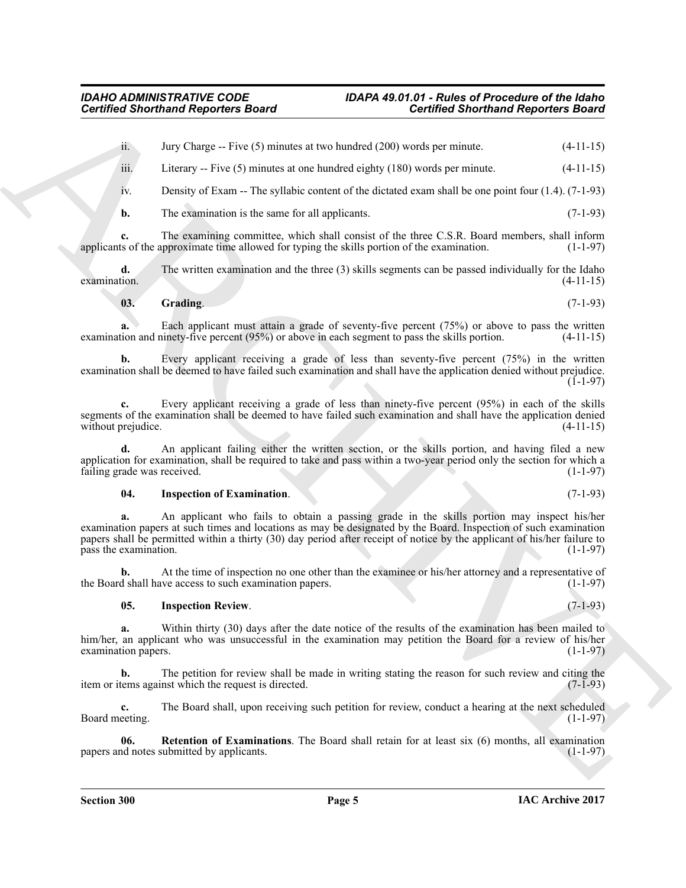ii. Jury Charge -- Five (5) minutes at two hundred (200) words per minute. (4-11-15)

iii. Literary -- Five (5) minutes at one hundred eighty (180) words per minute. (4-11-15)

iv. Density of Exam -- The syllabic content of the dictated exam shall be one point four (1.4). (7-1-93)

**b.** The examination is the same for all applicants. (7-1-93)

**c.** The examining committee, which shall consist of the three C.S.R. Board members, shall inform applicants of the approximate time allowed for typing the skills portion of the examination. (1-1-97)

**d.** The written examination and the three (3) skills segments can be passed individually for the Idaho examination. (4-11-15)

**03. Grading**. (7-1-93)

**a.** Each applicant must attain a grade of seventy-five percent (75%) or above to pass the written examination and ninety-five percent (95%) or above in each segment to pass the skills portion. (4-11-15)

**b.** Every applicant receiving a grade of less than seventy-five percent (75%) in the written examination shall be deemed to have failed such examination and shall have the application denied without prejudice. (1-1-97)

**c.** Every applicant receiving a grade of less than ninety-five percent (95%) in each of the skills segments of the examination shall be deemed to have failed such examination and shall have the application denied without prejudice. (4-11-15)

**d.** An applicant failing either the written section, or the skills portion, and having filed a new application for examination, shall be required to take and pass within a two-year period only the section for which a failing grade was received. (1-1-97)

**04. Inspection of Examination**. (7-1-93)

**a.** An applicant who fails to obtain a passing grade in the skills portion may inspect his/her examination papers at such times and locations as may be designated by the Board. Inspection of such examination papers shall be permitted within a thirty (30) day period after receipt of notice by the applicant of his/her failure to pass the examination. (1-1-97)

**b.** At the time of inspection no one other than the examinee or his/her attorney and a representative of the Board shall have access to such examination papers. (1-1-97)

**05. Inspection Review**. (7-1-93)

**a.** Within thirty (30) days after the date notice of the results of the examination has been mailed to him/her, an applicant who was unsuccessful in the examination may petition the Board for a review of his/her examination papers. (1-1-97)

**b.** The petition for review shall be made in writing stating the reason for such review and citing the item or items against which the request is directed. (7-1-93)

**c.** The Board shall, upon receiving such petition for review, conduct a hearing at the next scheduled Board meeting. (1-1-97)

**06. Retention of Examinations**. The Board shall retain for at least six (6) months, all examination papers and notes submitted by applicants. (1-1-97)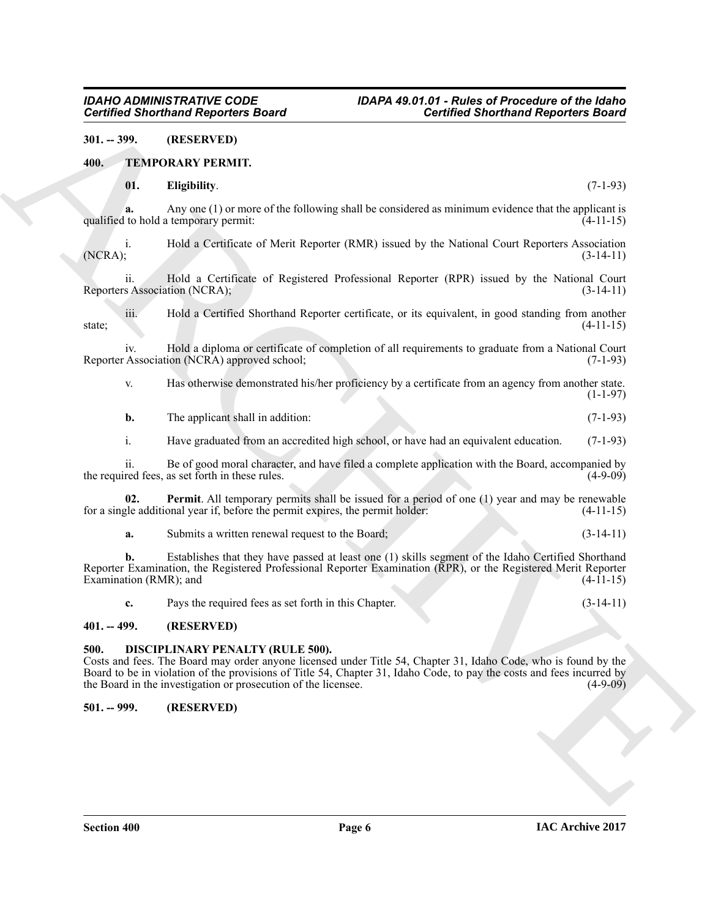**301. -- 399. (RESERVED)**

**400. TEMPORARY PERMIT.**

**01. Eligibility**. (7-1-93)

**a.** Any one (1) or more of the following shall be considered as minimum evidence that the applicant is qualified to hold a temporary permit: (4-11-15)

i. Hold a Certificate of Merit Reporter (RMR) issued by the National Court Reporters Association (NCRA); (3-14-11)

ii. Hold a Certificate of Registered Professional Reporter (RPR) issued by the National Court Reporters Association (NCRA); (3-14-11)

iii. Hold a Certified Shorthand Reporter certificate, or its equivalent, in good standing from another state; (4-11-15)

iv. Hold a diploma or certificate of completion of all requirements to graduate from a National Court Reporter Association (NCRA) approved school; (7-1-93)

v. Has otherwise demonstrated his/her proficiency by a certificate from an agency from another state. (1-1-97)

**b.** The applicant shall in addition: (7-1-93)

i. Have graduated from an accredited high school, or have had an equivalent education. (7-1-93)

ii. Be of good moral character, and have filed a complete application with the Board, accompanied by the required fees, as set forth in these rules. (4-9-09)

**02. Permit**. All temporary permits shall be issued for a period of one (1) year and may be renewable for a single additional year if, before the permit expires, the permit holder: (4-11-15)

**a.** Submits a written renewal request to the Board; (3-14-11)

**b.** Establishes that they have passed at least one (1) skills segment of the Idaho Certified Shorthand Reporter Examination, the Registered Professional Reporter Examination (RPR), or the Registered Merit Reporter Examination (RMR); and (4-11-15)

**c.** Pays the required fees as set forth in this Chapter. (3-14-11)

**401. -- 499. (RESERVED)**

**500. DISCIPLINARY PENALTY (RULE 500).**

Costs and fees. The Board may order anyone licensed under Title 54, Chapter 31, Idaho Code, who is found by the Board to be in violation of the provisions of Title 54, Chapter 31, Idaho Code, to pay the costs and fees incurred by the Board in the investigation or prosecution of the licensee. (4-9-09)

**501. -- 999. (RESERVED)**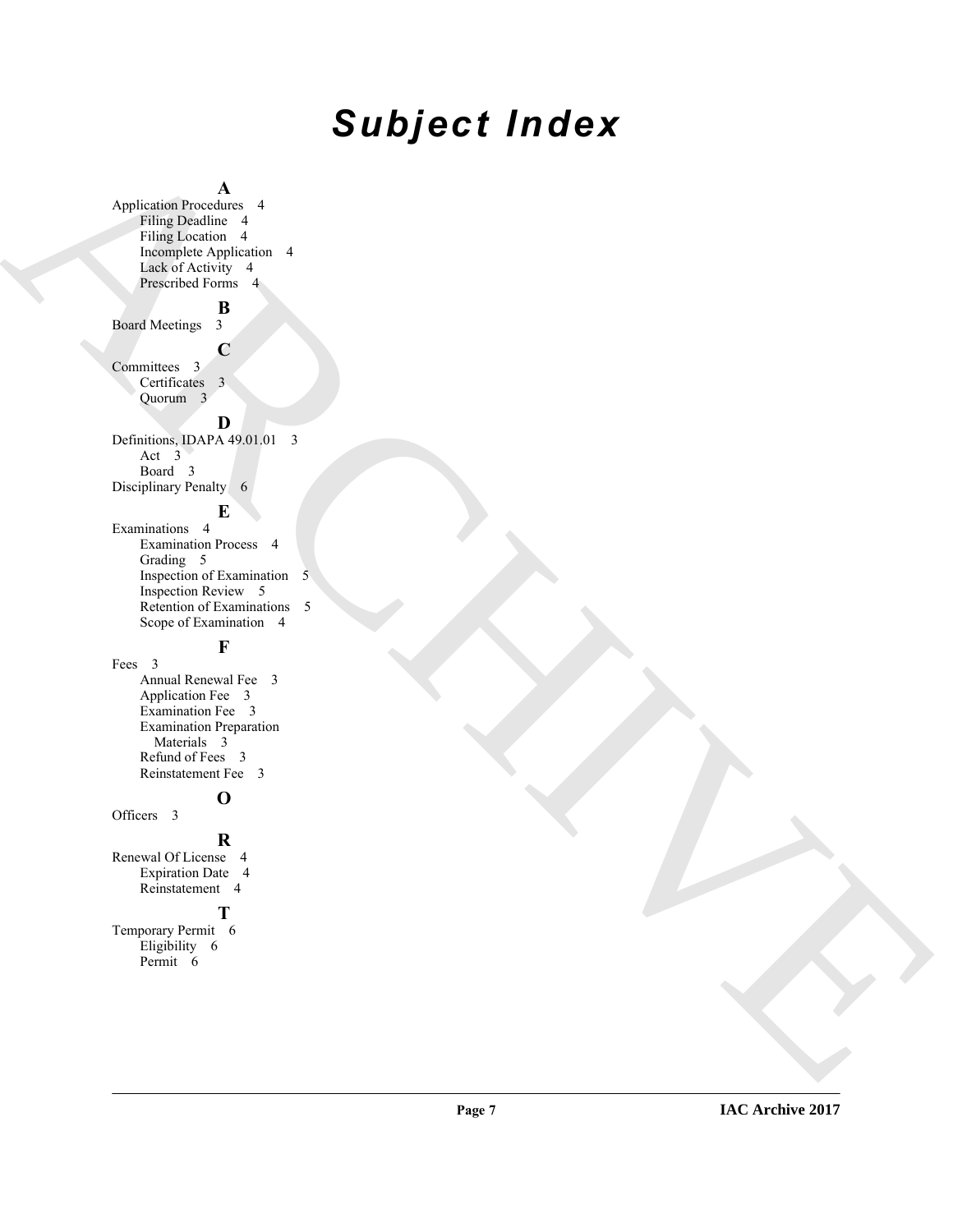# Subject Index

**A**

Application Procedures 4
- Filing Deadline 4
- Filing Location 4
- Incomplete Application 4
- Lack of Activity 4
- Prescribed Forms 4

**B**

Board Meetings 3

**C**

Committees 3
- Certificates 3
- Quorum 3

**D**

Definitions, IDAPA 49.01.01 3
- Act 3
- Board 3

Disciplinary Penalty 6

**E**

Examinations 4
- Examination Process 4
- Grading 5
- Inspection of Examination 5
- Inspection Review 5
- Retention of Examinations 5
- Scope of Examination 4

**F**

Fees 3
- Annual Renewal Fee 3
- Application Fee 3
- Examination Fee 3
- Examination Preparation Materials 3
- Refund of Fees 3
- Reinstatement Fee 3

**O**

Officers 3

**R**

Renewal Of License 4
- Expiration Date 4
- Reinstatement 4

**T**

Temporary Permit 6
- Eligibility 6
- Permit 6